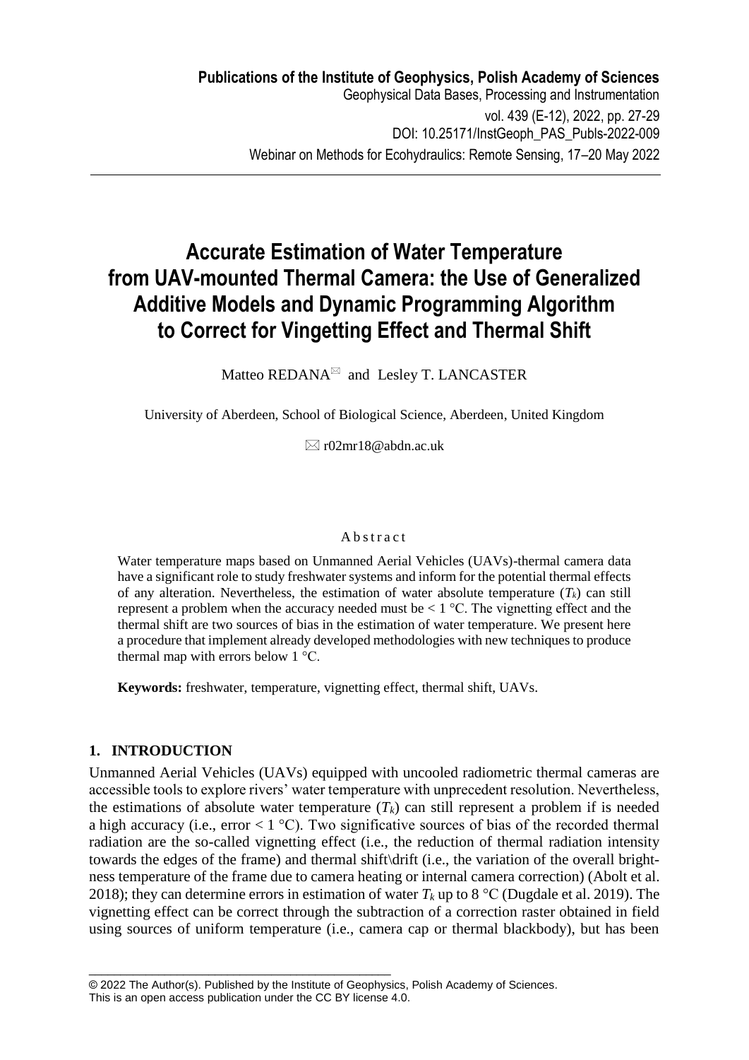# Accurate Estimation of Water Temperature from UAV-mounted Thermal Camera: the Use of Generalized Additive Models and Dynamic Programming Algorithm to Correct for Vingetting Effect and Thermal Shift

Matteo REDANA✉ and Lesley T. LANCASTER

University of Aberdeen, School of Biological Science, Aberdeen, United Kingdom

✉ r02mr18@abdn.ac.uk

## Abstract

Water temperature maps based on Unmanned Aerial Vehicles (UAVs)-thermal camera data have a significant role to study freshwater systems and inform for the potential thermal effects of any alteration. Nevertheless, the estimation of water absolute temperature ($T_k$) can still represent a problem when the accuracy needed must be < 1 °C. The vignetting effect and the thermal shift are two sources of bias in the estimation of water temperature. We present here a procedure that implement already developed methodologies with new techniques to produce thermal map with errors below 1 °C.

**Keywords:** freshwater, temperature, vignetting effect, thermal shift, UAVs.

## 1. INTRODUCTION

Unmanned Aerial Vehicles (UAVs) equipped with uncooled radiometric thermal cameras are accessible tools to explore rivers' water temperature with unprecedent resolution. Nevertheless, the estimations of absolute water temperature ($T_k$) can still represent a problem if is needed a high accuracy (i.e., error < 1 °C). Two significative sources of bias of the recorded thermal radiation are the so-called vignetting effect (i.e., the reduction of thermal radiation intensity towards the edges of the frame) and thermal shift\drift (i.e., the variation of the overall brightness temperature of the frame due to camera heating or internal camera correction) (Abolt et al. 2018); they can determine errors in estimation of water $T_k$ up to 8 °C (Dugdale et al. 2019). The vignetting effect can be correct through the subtraction of a correction raster obtained in field using sources of uniform temperature (i.e., camera cap or thermal blackbody), but has been

© 2022 The Author(s). Published by the Institute of Geophysics, Polish Academy of Sciences.
This is an open access publication under the CC BY license 4.0.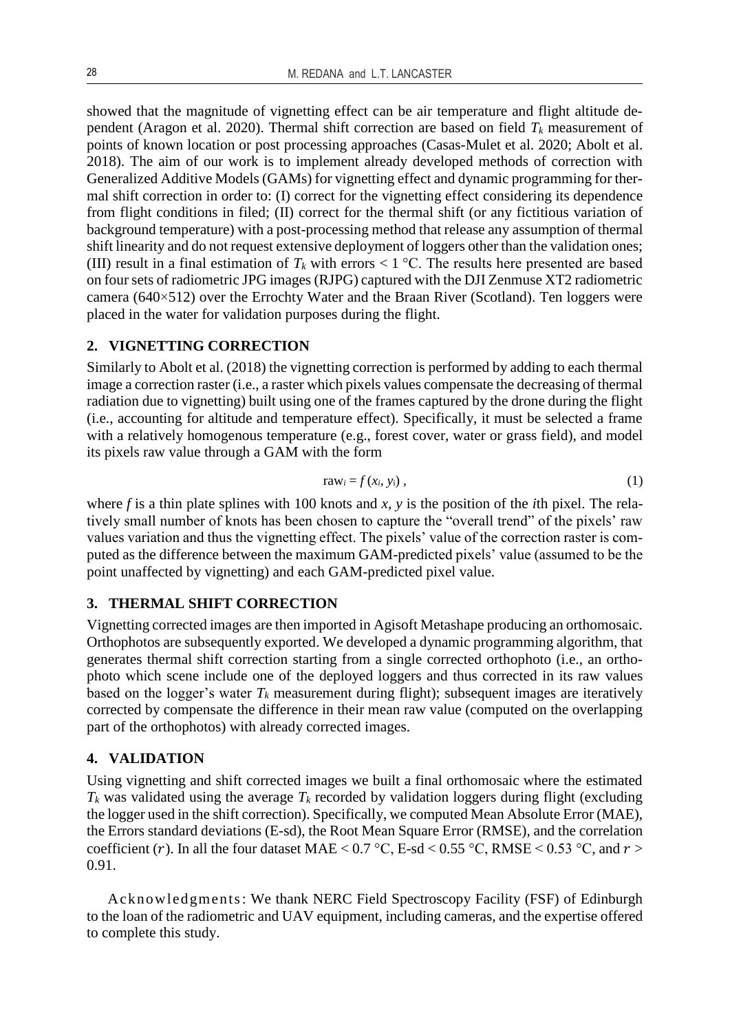showed that the magnitude of vignetting effect can be air temperature and flight altitude dependent (Aragon et al. 2020). Thermal shift correction are based on field $T_k$ measurement of points of known location or post processing approaches (Casas-Mulet et al. 2020; Abolt et al. 2018). The aim of our work is to implement already developed methods of correction with Generalized Additive Models (GAMs) for vignetting effect and dynamic programming for thermal shift correction in order to: (I) correct for the vignetting effect considering its dependence from flight conditions in filed; (II) correct for the thermal shift (or any fictitious variation of background temperature) with a post-processing method that release any assumption of thermal shift linearity and do not request extensive deployment of loggers other than the validation ones; (III) result in a final estimation of $T_k$ with errors < 1 °C. The results here presented are based on four sets of radiometric JPG images (RJPG) captured with the DJI Zenmuse XT2 radiometric camera (640×512) over the Errochty Water and the Braan River (Scotland). Ten loggers were placed in the water for validation purposes during the flight.

## 2. VIGNETTING CORRECTION

Similarly to Abolt et al. (2018) the vignetting correction is performed by adding to each thermal image a correction raster (i.e., a raster which pixels values compensate the decreasing of thermal radiation due to vignetting) built using one of the frames captured by the drone during the flight (i.e., accounting for altitude and temperature effect). Specifically, it must be selected a frame with a relatively homogenous temperature (e.g., forest cover, water or grass field), and model its pixels raw value through a GAM with the form

$$\text{raw}_i = f(x_i, y_i)\,, \tag{1}$$

where $f$ is a thin plate splines with 100 knots and $x$, $y$ is the position of the $i$th pixel. The relatively small number of knots has been chosen to capture the "overall trend" of the pixels' raw values variation and thus the vignetting effect. The pixels' value of the correction raster is computed as the difference between the maximum GAM-predicted pixels' value (assumed to be the point unaffected by vignetting) and each GAM-predicted pixel value.

## 3. THERMAL SHIFT CORRECTION

Vignetting corrected images are then imported in Agisoft Metashape producing an orthomosaic. Orthophotos are subsequently exported. We developed a dynamic programming algorithm, that generates thermal shift correction starting from a single corrected orthophoto (i.e., an orthophoto which scene include one of the deployed loggers and thus corrected in its raw values based on the logger's water $T_k$ measurement during flight); subsequent images are iteratively corrected by compensate the difference in their mean raw value (computed on the overlapping part of the orthophotos) with already corrected images.

## 4. VALIDATION

Using vignetting and shift corrected images we built a final orthomosaic where the estimated $T_k$ was validated using the average $T_k$ recorded by validation loggers during flight (excluding the logger used in the shift correction). Specifically, we computed Mean Absolute Error (MAE), the Errors standard deviations (E-sd), the Root Mean Square Error (RMSE), and the correlation coefficient ($r$). In all the four dataset MAE < 0.7 °C, E-sd < 0.55 °C, RMSE < 0.53 °C, and $r$ > 0.91.

Acknowledgments: We thank NERC Field Spectroscopy Facility (FSF) of Edinburgh to the loan of the radiometric and UAV equipment, including cameras, and the expertise offered to complete this study.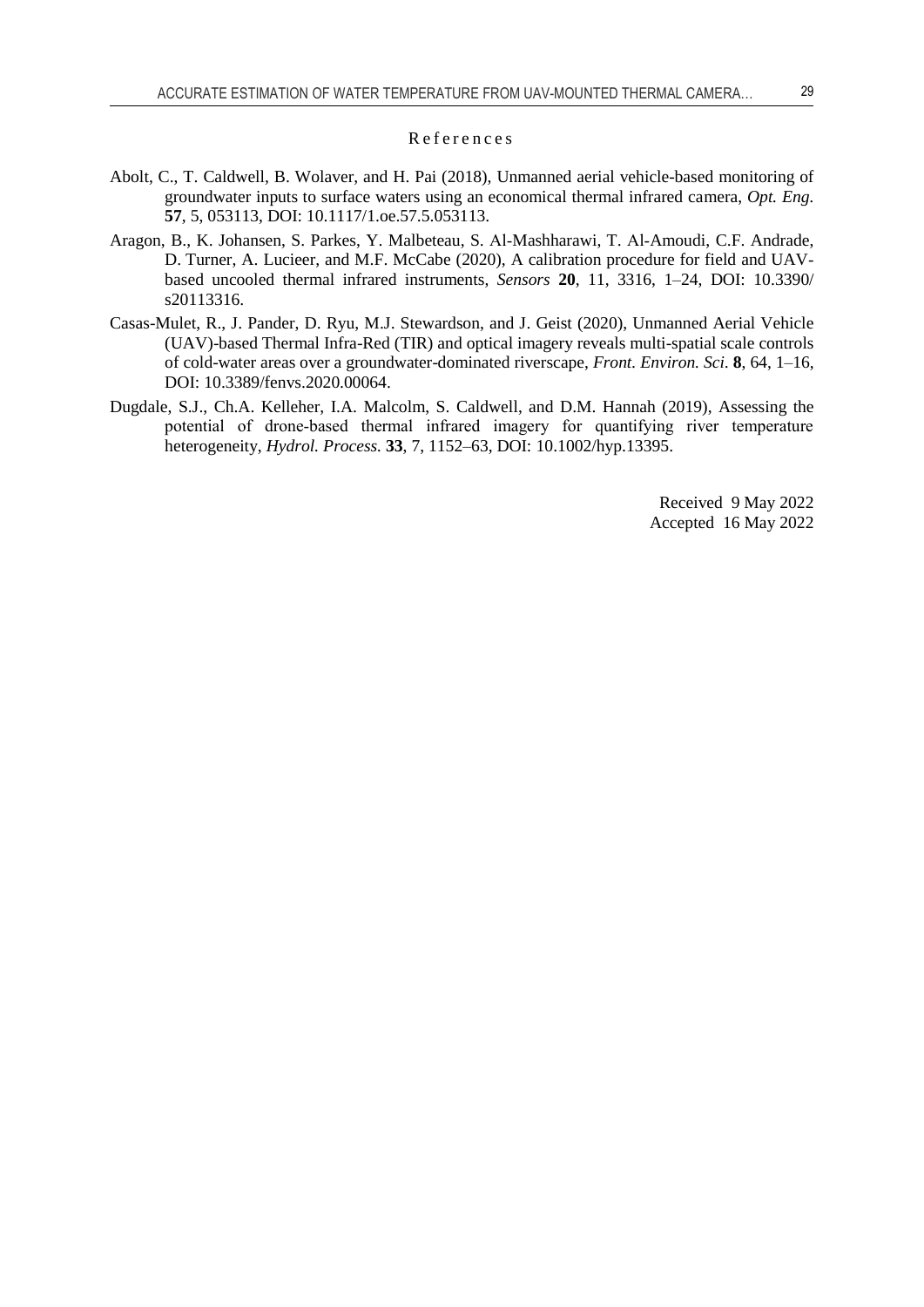## References

Abolt, C., T. Caldwell, B. Wolaver, and H. Pai (2018), Unmanned aerial vehicle-based monitoring of groundwater inputs to surface waters using an economical thermal infrared camera, *Opt. Eng.* **57**, 5, 053113, DOI: 10.1117/1.oe.57.5.053113.

Aragon, B., K. Johansen, S. Parkes, Y. Malbeteau, S. Al-Mashharawi, T. Al-Amoudi, C.F. Andrade, D. Turner, A. Lucieer, and M.F. McCabe (2020), A calibration procedure for field and UAV-based uncooled thermal infrared instruments, *Sensors* **20**, 11, 3316, 1–24, DOI: 10.3390/s20113316.

Casas-Mulet, R., J. Pander, D. Ryu, M.J. Stewardson, and J. Geist (2020), Unmanned Aerial Vehicle (UAV)-based Thermal Infra-Red (TIR) and optical imagery reveals multi-spatial scale controls of cold-water areas over a groundwater-dominated riverscape, *Front. Environ. Sci.* **8**, 64, 1–16, DOI: 10.3389/fenvs.2020.00064.

Dugdale, S.J., Ch.A. Kelleher, I.A. Malcolm, S. Caldwell, and D.M. Hannah (2019), Assessing the potential of drone-based thermal infrared imagery for quantifying river temperature heterogeneity, *Hydrol. Process.* **33**, 7, 1152–63, DOI: 10.1002/hyp.13395.

Received 9 May 2022
Accepted 16 May 2022